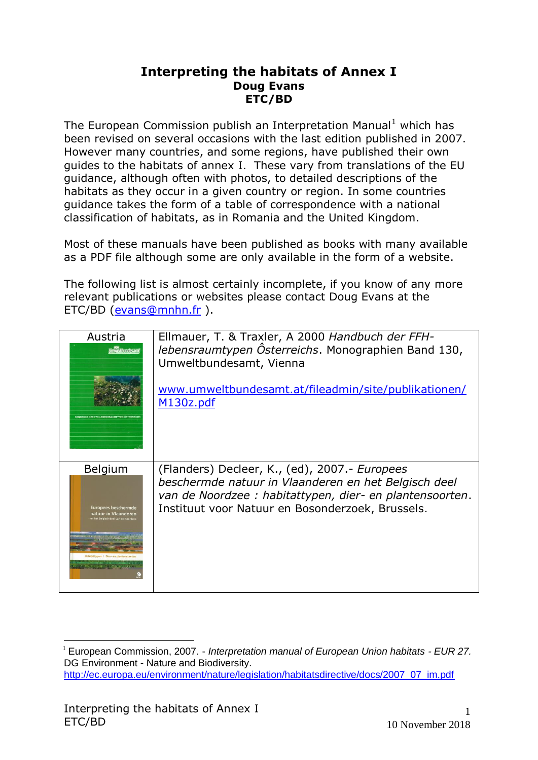# Interpreting the habitats of Annex I

**Doug Evans**
**ETC/BD**

The European Commission publish an Interpretation Manual[1] which has been revised on several occasions with the last edition published in 2007. However many countries, and some regions, have published their own guides to the habitats of annex I. These vary from translations of the EU guidance, although often with photos, to detailed descriptions of the habitats as they occur in a given country or region. In some countries guidance takes the form of a table of correspondence with a national classification of habitats, as in Romania and the United Kingdom.

Most of these manuals have been published as books with many available as a PDF file although some are only available in the form of a website.

The following list is almost certainly incomplete, if you know of any more relevant publications or websites please contact Doug Evans at the ETC/BD (evans@mnhn.fr ).

| | |
|---|---|
| Austria | Ellmauer, T. & Traxler, A 2000 *Handbuch der FFH-lebensraumtypen Ôsterreichs*. Monographien Band 130, Umweltbundesamt, Vienna<br><br>www.umweltbundesamt.at/fileadmin/site/publikationen/M130z.pdf |
| Belgium | (Flanders) Decleer, K., (ed), 2007.- *Europees beschermde natuur in Vlaanderen en het Belgisch deel van de Noordzee : habitattypen, dier- en plantensoorten*. Instituut voor Natuur en Bosonderzoek, Brussels. |

[1] European Commission, 2007. - *Interpretation manual of European Union habitats - EUR 27.* DG Environment - Nature and Biodiversity. http://ec.europa.eu/environment/nature/legislation/habitatsdirective/docs/2007_07_im.pdf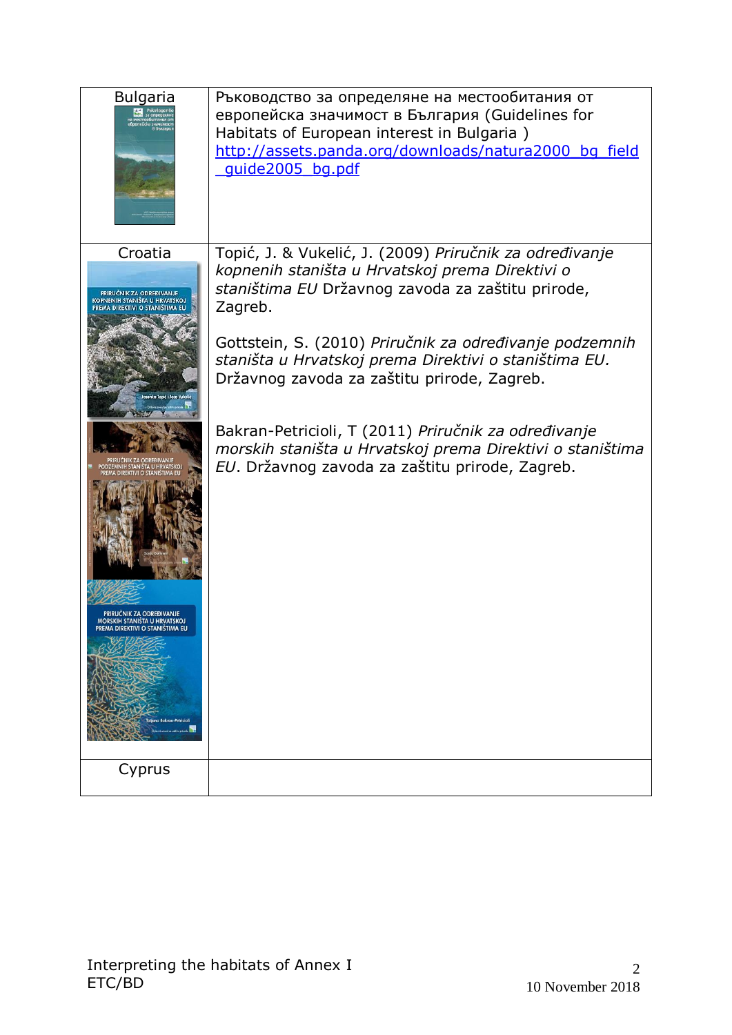| Bulgaria | Ръководство за определяне на местообитания от европейска значимост в България (Guidelines for Habitats of European interest in Bulgaria ) http://assets.panda.org/downloads/natura2000_bg_field_guide2005_bg.pdf |
|---|---|
| Croatia | Topić, J. & Vukelić, J. (2009) *Priručnik za određivanje kopnenih staništa u Hrvatskoj prema Direktivi o staništima EU* Državnog zavoda za zaštitu prirode, Zagreb.<br><br>Gottstein, S. (2010) *Priručnik za određivanje podzemnih staništa u Hrvatskoj prema Direktivi o staništima EU.* Državnog zavoda za zaštitu prirode, Zagreb.<br><br>Bakran-Petricioli, T (2011) *Priručnik za određivanje morskih staništa u Hrvatskoj prema Direktivi o staništima EU*. Državnog zavoda za zaštitu prirode, Zagreb. |
| Cyprus | |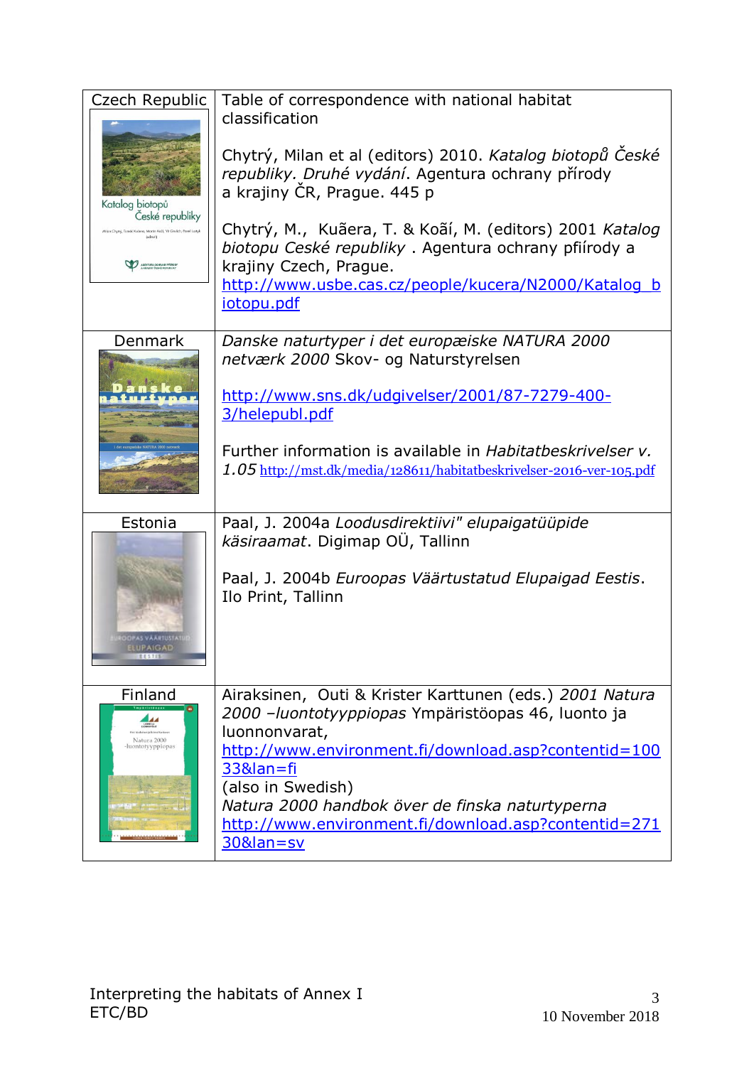| | |
|---|---|
| Czech Republic | Table of correspondence with national habitat classification<br><br>Chytrý, Milan et al (editors) 2010. *Katalog biotopů České republiky. Druhé vydání*. Agentura ochrany přírody a krajiny ČR, Prague. 445 p<br><br>Chytrý, M., Kuãera, T. & Koãí, M. (editors) 2001 *Katalog biotopu Ceské republiky* . Agentura ochrany pfiírody a krajiny Czech, Prague.<br>http://www.usbe.cas.cz/people/kucera/N2000/Katalog_biotopu.pdf |
| Denmark | *Danske naturtyper i det europæiske NATURA 2000 netværk 2000* Skov- og Naturstyrelsen<br><br>http://www.sns.dk/udgivelser/2001/87-7279-400-3/helepubl.pdf<br><br>Further information is available in *Habitatbeskrivelser v. 1.05* http://mst.dk/media/128611/habitatbeskrivelser-2016-ver-105.pdf |
| Estonia | Paal, J. 2004a *Loodusdirektiivi" elupaigatüüpide käsiraamat*. Digimap OÜ, Tallinn<br><br>Paal, J. 2004b *Euroopas Väärtustatud Elupaigad Eestis*. Ilo Print, Tallinn |
| Finland | Airaksinen, Outi & Krister Karttunen (eds.) *2001 Natura 2000 –luontotyyppiopas* Ympäristöopas 46, luonto ja luonnonvarat,<br>http://www.environment.fi/download.asp?contentid=10033&lan=fi<br>(also in Swedish)<br>*Natura 2000 handbok över de finska naturtyperna*<br>http://www.environment.fi/download.asp?contentid=27130&lan=sv |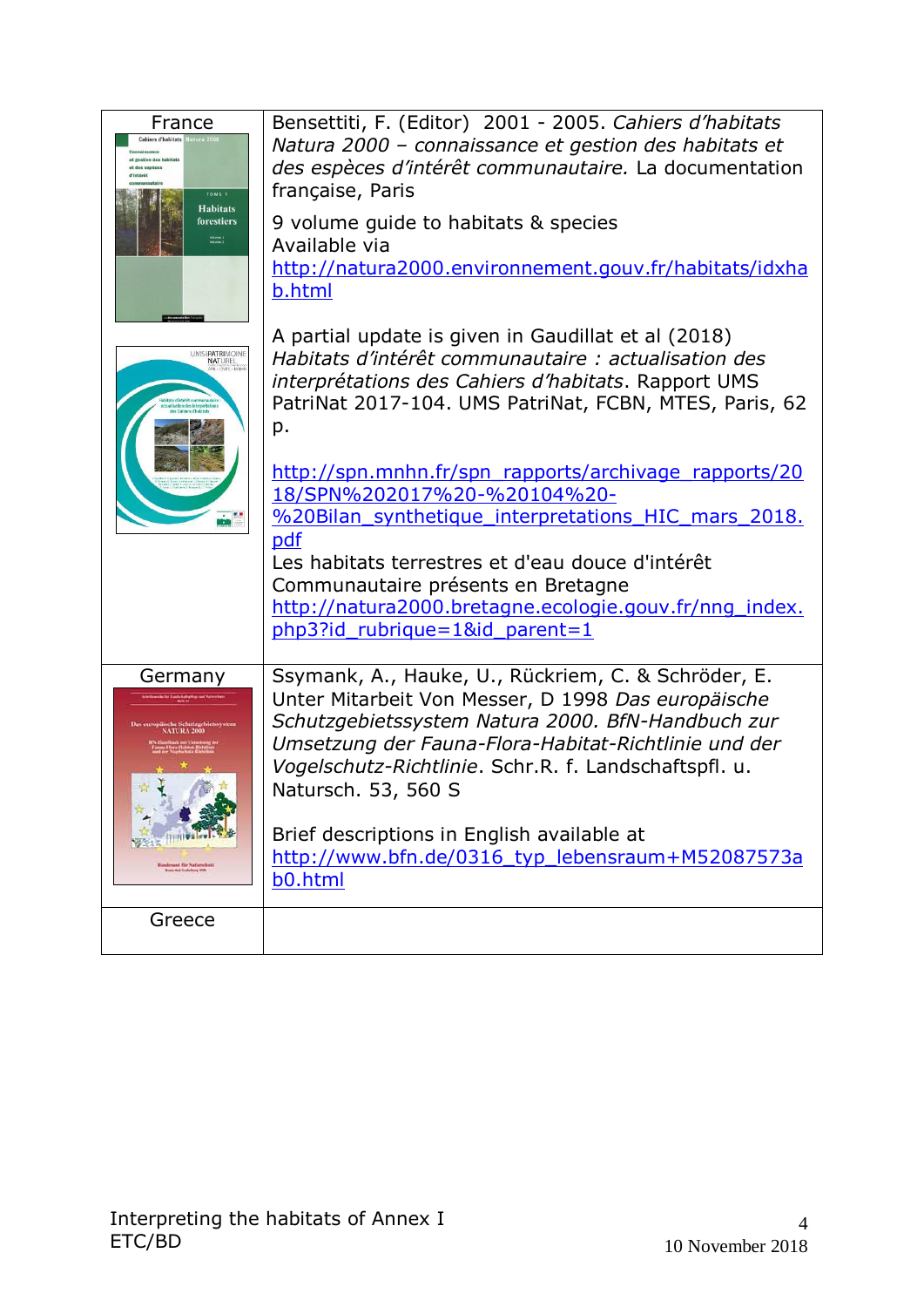| | |
|---|---|
| France | Bensettiti, F. (Editor) 2001 - 2005. *Cahiers d'habitats Natura 2000 – connaissance et gestion des habitats et des espèces d'intérêt communautaire.* La documentation française, Paris<br><br>9 volume guide to habitats & species<br>Available via<br>http://natura2000.environnement.gouv.fr/habitats/idxhab.html<br><br>A partial update is given in Gaudillat et al (2018) *Habitats d'intérêt communautaire : actualisation des interprétations des Cahiers d'habitats*. Rapport UMS PatriNat 2017-104. UMS PatriNat, FCBN, MTES, Paris, 62 p.<br><br>http://spn.mnhn.fr/spn_rapports/archivage_rapports/2018/SPN%202017%20-%20104%20-%20Bilan_synthetique_interpretations_HIC_mars_2018.pdf<br>Les habitats terrestres et d'eau douce d'intérêt Communautaire présents en Bretagne<br>http://natura2000.bretagne.ecologie.gouv.fr/nng_index.php3?id_rubrique=1&id_parent=1 |
| Germany | Ssymank, A., Hauke, U., Rückriem, C. & Schröder, E. Unter Mitarbeit Von Messer, D 1998 *Das europäische Schutzgebietssystem Natura 2000. BfN-Handbuch zur Umsetzung der Fauna-Flora-Habitat-Richtlinie und der Vogelschutz-Richtlinie*. Schr.R. f. Landschaftspfl. u. Natursch. 53, 560 S<br><br>Brief descriptions in English available at<br>http://www.bfn.de/0316_typ_lebensraum+M52087573ab0.html |
| Greece | |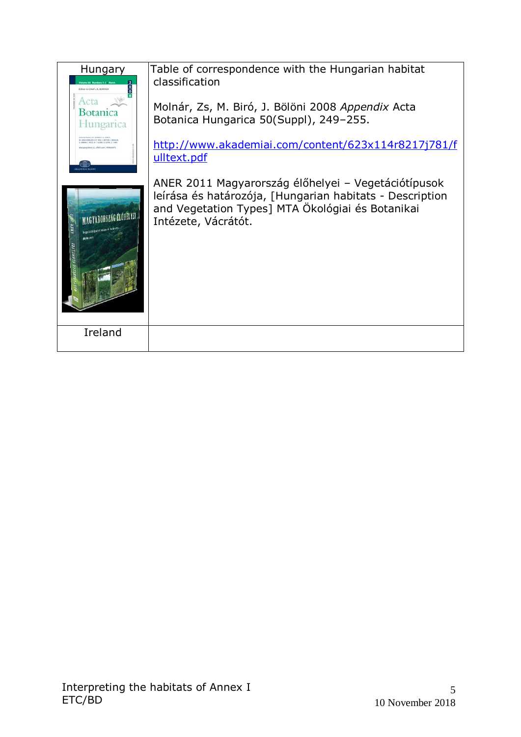| | |
|---|---|
| Hungary | Table of correspondence with the Hungarian habitat classification<br><br>Molnár, Zs, M. Biró, J. Bölöni 2008 *Appendix* Acta Botanica Hungarica 50(Suppl), 249–255.<br><br>http://www.akademiai.com/content/623x114r8217j781/fulltext.pdf<br><br>ANER 2011 Magyarország élőhelyei – Vegetációtípusok leírása és határozója, [Hungarian habitats - Description and Vegetation Types] MTA Ökológiai és Botanikai Intézete, Vácrátót. |
| Ireland | |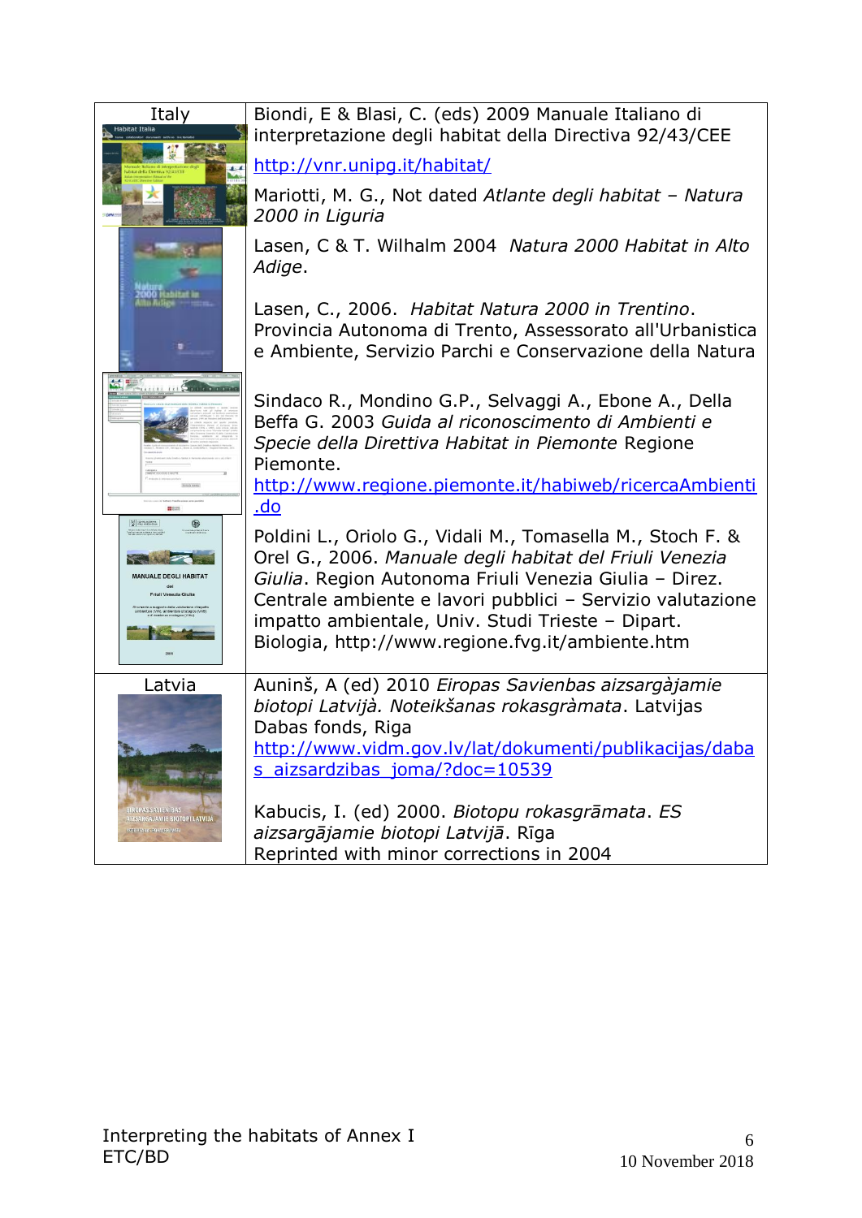| | |
|---|---|
| Italy | Biondi, E & Blasi, C. (eds) 2009 Manuale Italiano di interpretazione degli habitat della Directiva 92/43/CEE<br>http://vnr.unipg.it/habitat/<br>Mariotti, M. G., Not dated *Atlante degli habitat – Natura 2000 in Liguria* |
| | Lasen, C & T. Wilhalm 2004 *Natura 2000 Habitat in Alto Adige*.<br><br>Lasen, C., 2006. *Habitat Natura 2000 in Trentino*. Provincia Autonoma di Trento, Assessorato all'Urbanistica e Ambiente, Servizio Parchi e Conservazione della Natura |
| | Sindaco R., Mondino G.P., Selvaggi A., Ebone A., Della Beffa G. 2003 *Guida al riconoscimento di Ambienti e Specie della Direttiva Habitat in Piemonte* Regione Piemonte.<br>http://www.regione.piemonte.it/habiweb/ricercaAmbienti.do |
| | Poldini L., Oriolo G., Vidali M., Tomasella M., Stoch F. & Orel G., 2006. *Manuale degli habitat del Friuli Venezia Giulia*. Region Autonoma Friuli Venezia Giulia – Direz. Centrale ambiente e lavori pubblici – Servizio valutazione impatto ambientale, Univ. Studi Trieste – Dipart. Biologia, http://www.regione.fvg.it/ambiente.htm |
| Latvia | Auninš, A (ed) 2010 *Eiropas Savienbas aizsargàjamie biotopi Latvijà. Noteikšanas rokasgràmata*. Latvijas Dabas fonds, Riga<br>http://www.vidm.gov.lv/lat/dokumenti/publikacijas/dabas_aizsardzibas_joma/?doc=10539<br><br>Kabucis, I. (ed) 2000. *Biotopu rokasgrāmata*. *ES aizsargājamie biotopi Latvijā*. Rīga<br>Reprinted with minor corrections in 2004 |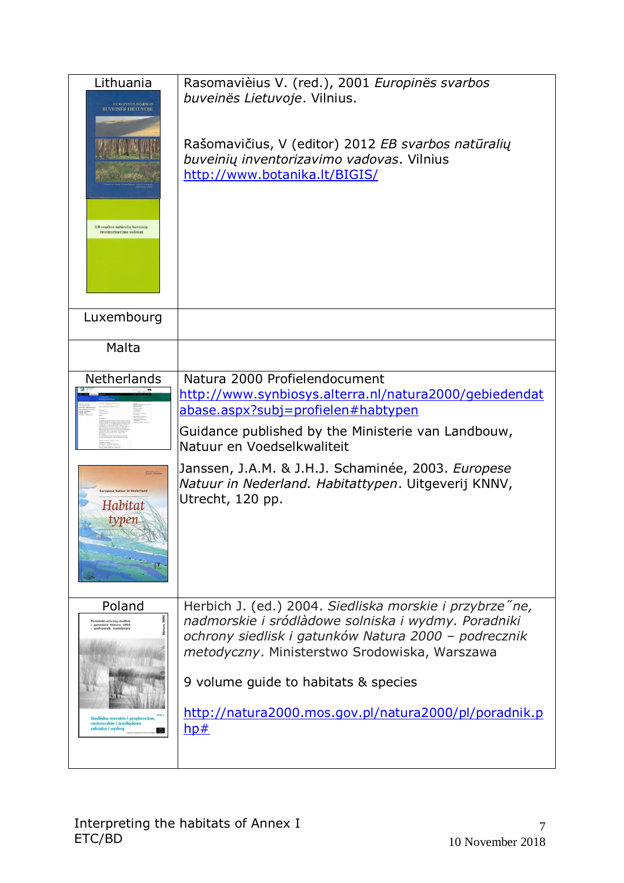| | |
|---|---|
| Lithuania | Rasomavièius V. (red.), 2001 *Europinës svarbos buveinës Lietuvoje*. Vilnius.<br><br>Rašomavičius, V (editor) 2012 *EB svarbos natūralių buveinių inventorizavimo vadovas*. Vilnius http://www.botanika.lt/BIGIS/ |
| Luxembourg | |
| Malta | |
| Netherlands | Natura 2000 Profielendocument http://www.synbiosys.alterra.nl/natura2000/gebiedendatabase.aspx?subj=profielen#habtypen<br>Guidance published by the Ministerie van Landbouw, Natuur en Voedselkwaliteit<br>Janssen, J.A.M. & J.H.J. Schaminée, 2003. *Europese Natuur in Nederland. Habitattypen*. Uitgeverij KNNV, Utrecht, 120 pp. |
| Poland | Herbich J. (ed.) 2004. *Siedliska morskie i przybrze˝ne, nadmorskie i sródlàdowe solniska i wydmy. Poradniki ochrony siedlisk i gatunków Natura 2000 – podrecznik metodyczny*. Ministerstwo Srodowiska, Warszawa<br><br>9 volume guide to habitats & species<br><br>http://natura2000.mos.gov.pl/natura2000/pl/poradnik.php# |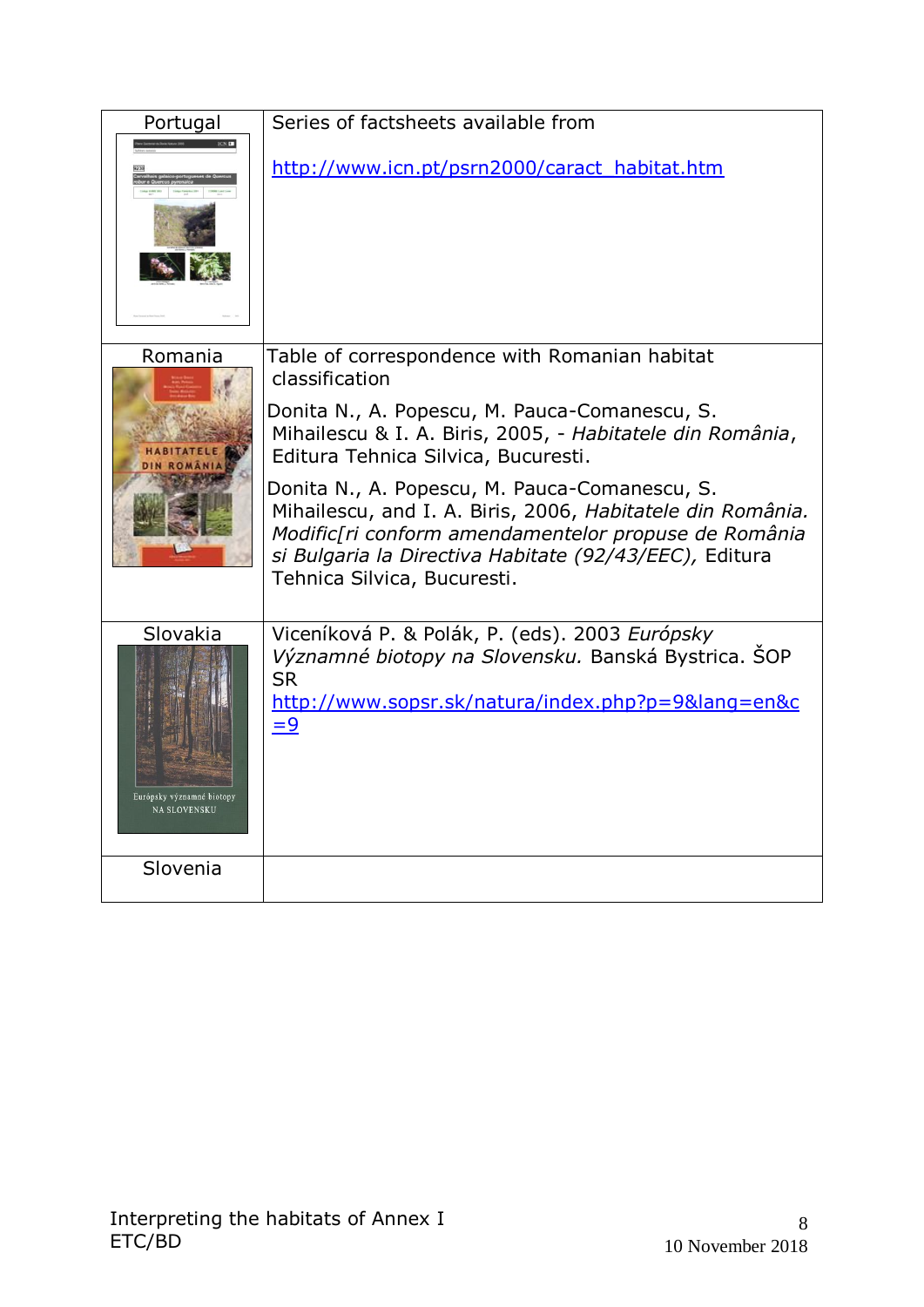| | |
|---|---|
| Portugal | Series of factsheets available from<br><br>http://www.icn.pt/psrn2000/caract_habitat.htm |
| Romania | Table of correspondence with Romanian habitat classification<br><br>Donita N., A. Popescu, M. Pauca-Comanescu, S. Mihailescu & I. A. Biris, 2005, - *Habitatele din România*, Editura Tehnica Silvica, Bucuresti.<br><br>Donita N., A. Popescu, M. Pauca-Comanescu, S. Mihailescu, and I. A. Biris, 2006, *Habitatele din România. Modific[ri conform amendamentelor propuse de România si Bulgaria la Directiva Habitate (92/43/EEC),* Editura Tehnica Silvica, Bucuresti. |
| Slovakia | Viceníková P. & Polák, P. (eds). 2003 *Európsky Významné biotopy na Slovensku.* Banská Bystrica. ŠOP SR<br>http://www.sopsr.sk/natura/index.php?p=9&lang=en&c=9 |
| Slovenia | |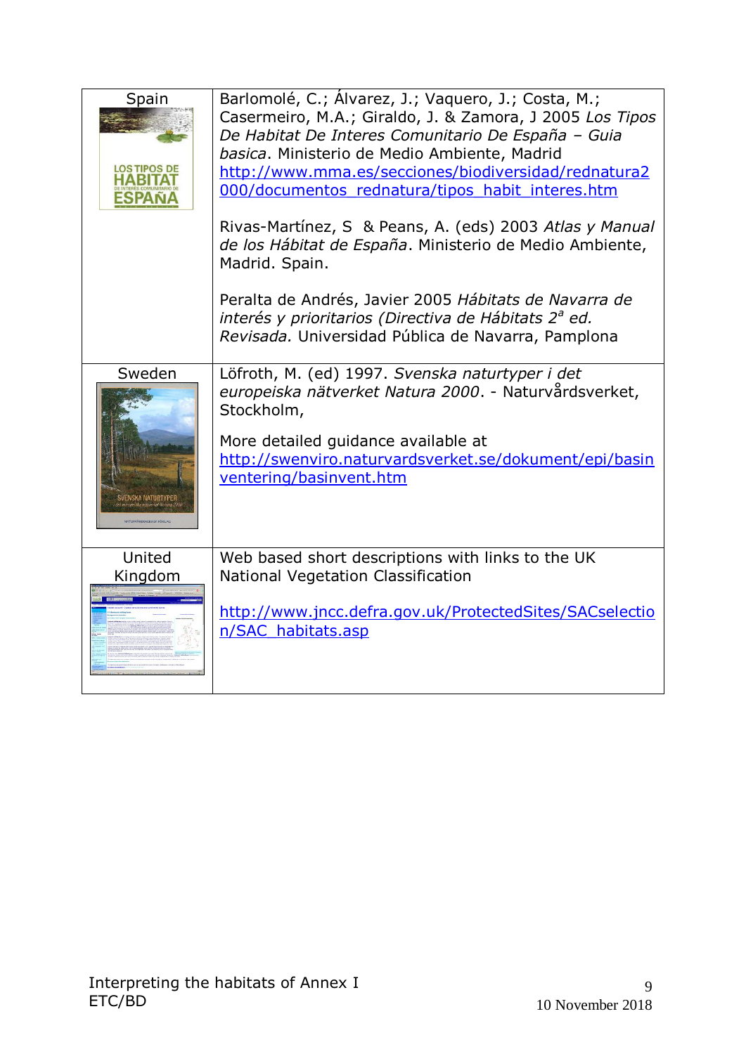| | |
|---|---|
| Spain | Barlomolé, C.; Álvarez, J.; Vaquero, J.; Costa, M.; Casermeiro, M.A.; Giraldo, J. & Zamora, J 2005 *Los Tipos De Habitat De Interes Comunitario De España – Guia basica*. Ministerio de Medio Ambiente, Madrid http://www.mma.es/secciones/biodiversidad/rednatura2000/documentos_rednatura/tipos_habit_interes.htm<br><br>Rivas-Martínez, S & Peans, A. (eds) 2003 *Atlas y Manual de los Hábitat de España*. Ministerio de Medio Ambiente, Madrid. Spain.<br><br>Peralta de Andrés, Javier 2005 *Hábitats de Navarra de interés y prioritarios (Directiva de Hábitats 2ª ed. Revisada.* Universidad Pública de Navarra, Pamplona |
| Sweden | Löfroth, M. (ed) 1997. *Svenska naturtyper i det europeiska nätverket Natura 2000*. - Naturvårdsverket, Stockholm,<br><br>More detailed guidance available at http://swenviro.naturvardsverket.se/dokument/epi/basinventering/basinvent.htm |
| United Kingdom | Web based short descriptions with links to the UK National Vegetation Classification<br><br>http://www.jncc.defra.gov.uk/ProtectedSites/SACselection/SAC_habitats.asp |